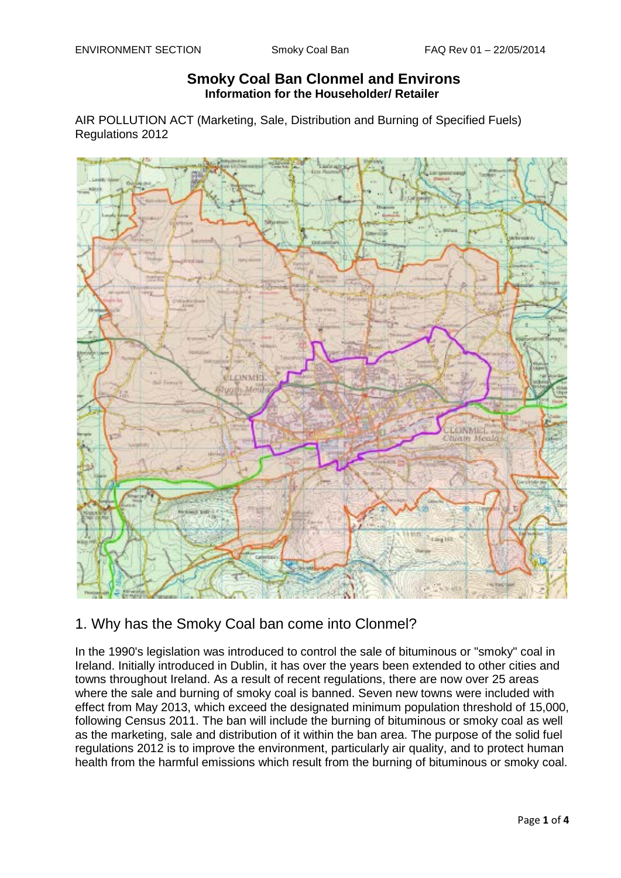# Smoky Coal Ban Clonmel and Environs

**Information for the Householder/ Retailer**

AIR POLLUTION ACT (Marketing, Sale, Distribution and Burning of Specified Fuels) Regulations 2012

## 1. Why has the Smoky Coal ban come into Clonmel?

In the 1990's legislation was introduced to control the sale of bituminous or "smoky" coal in Ireland. Initially introduced in Dublin, it has over the years been extended to other cities and towns throughout Ireland. As a result of recent regulations, there are now over 25 areas where the sale and burning of smoky coal is banned. Seven new towns were included with effect from May 2013, which exceed the designated minimum population threshold of 15,000, following Census 2011. The ban will include the burning of bituminous or smoky coal as well as the marketing, sale and distribution of it within the ban area. The purpose of the solid fuel regulations 2012 is to improve the environment, particularly air quality, and to protect human health from the harmful emissions which result from the burning of bituminous or smoky coal.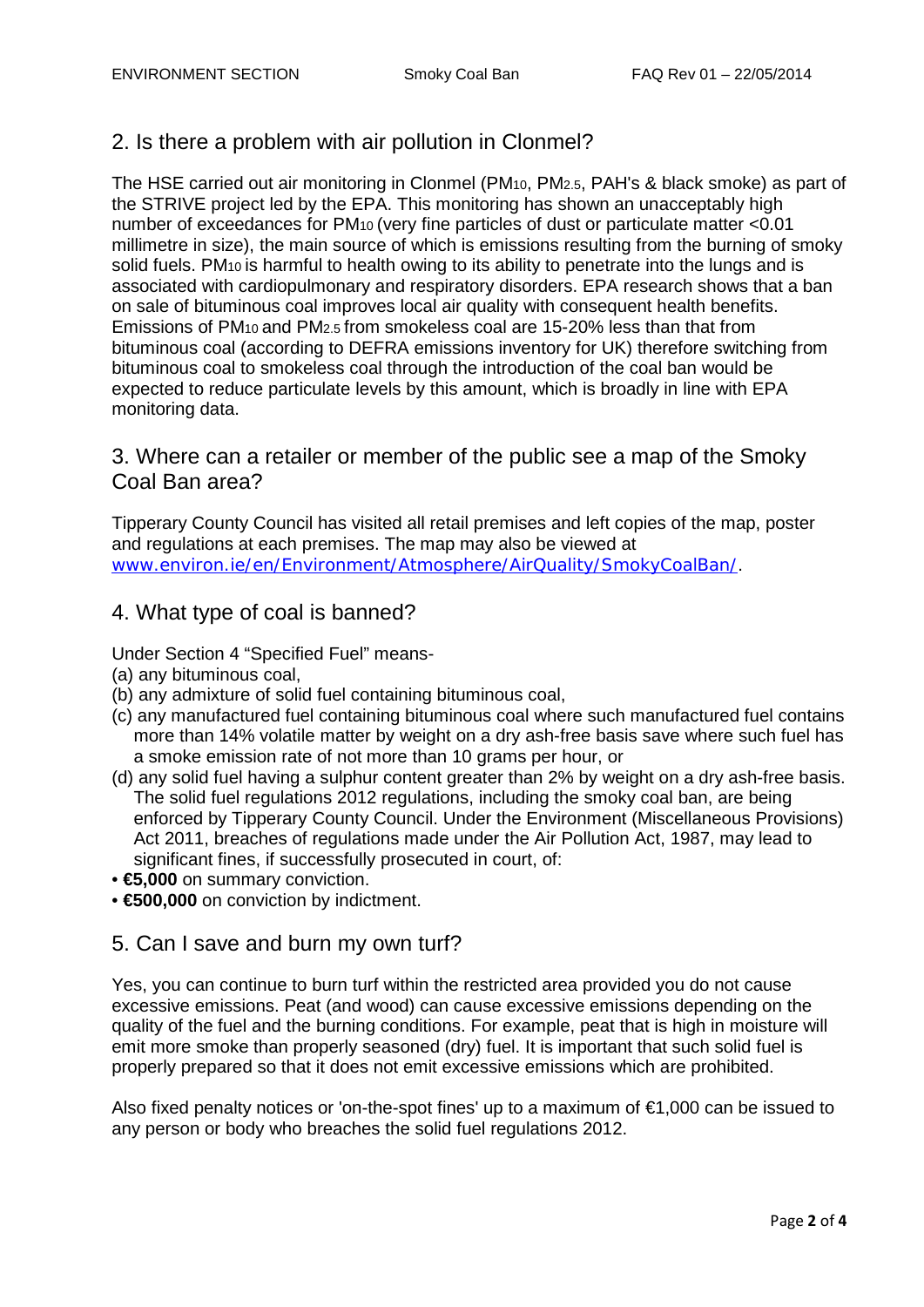## 2. Is there a problem with air pollution in Clonmel?

The HSE carried out air monitoring in Clonmel ($PM_{10}$, $PM_{2.5}$, PAH's & black smoke) as part of the STRIVE project led by the EPA. This monitoring has shown an unacceptably high number of exceedances for $PM_{10}$ (very fine particles of dust or particulate matter <0.01 millimetre in size), the main source of which is emissions resulting from the burning of smoky solid fuels. $PM_{10}$ is harmful to health owing to its ability to penetrate into the lungs and is associated with cardiopulmonary and respiratory disorders. EPA research shows that a ban on sale of bituminous coal improves local air quality with consequent health benefits. Emissions of $PM_{10}$ and $PM_{2.5}$ from smokeless coal are 15-20% less than that from bituminous coal (according to DEFRA emissions inventory for UK) therefore switching from bituminous coal to smokeless coal through the introduction of the coal ban would be expected to reduce particulate levels by this amount, which is broadly in line with EPA monitoring data.

## 3. Where can a retailer or member of the public see a map of the Smoky Coal Ban area?

Tipperary County Council has visited all retail premises and left copies of the map, poster and regulations at each premises. The map may also be viewed at www.environ.ie/en/Environment/Atmosphere/AirQuality/SmokyCoalBan/.

## 4. What type of coal is banned?

Under Section 4 "Specified Fuel" means-

(a) any bituminous coal,
(b) any admixture of solid fuel containing bituminous coal,
(c) any manufactured fuel containing bituminous coal where such manufactured fuel contains more than 14% volatile matter by weight on a dry ash-free basis save where such fuel has a smoke emission rate of not more than 10 grams per hour, or
(d) any solid fuel having a sulphur content greater than 2% by weight on a dry ash-free basis. The solid fuel regulations 2012 regulations, including the smoky coal ban, are being enforced by Tipperary County Council. Under the Environment (Miscellaneous Provisions) Act 2011, breaches of regulations made under the Air Pollution Act, 1987, may lead to significant fines, if successfully prosecuted in court, of:

- **€5,000** on summary conviction.
- **€500,000** on conviction by indictment.

## 5. Can I save and burn my own turf?

Yes, you can continue to burn turf within the restricted area provided you do not cause excessive emissions. Peat (and wood) can cause excessive emissions depending on the quality of the fuel and the burning conditions. For example, peat that is high in moisture will emit more smoke than properly seasoned (dry) fuel. It is important that such solid fuel is properly prepared so that it does not emit excessive emissions which are prohibited.

Also fixed penalty notices or 'on-the-spot fines' up to a maximum of €1,000 can be issued to any person or body who breaches the solid fuel regulations 2012.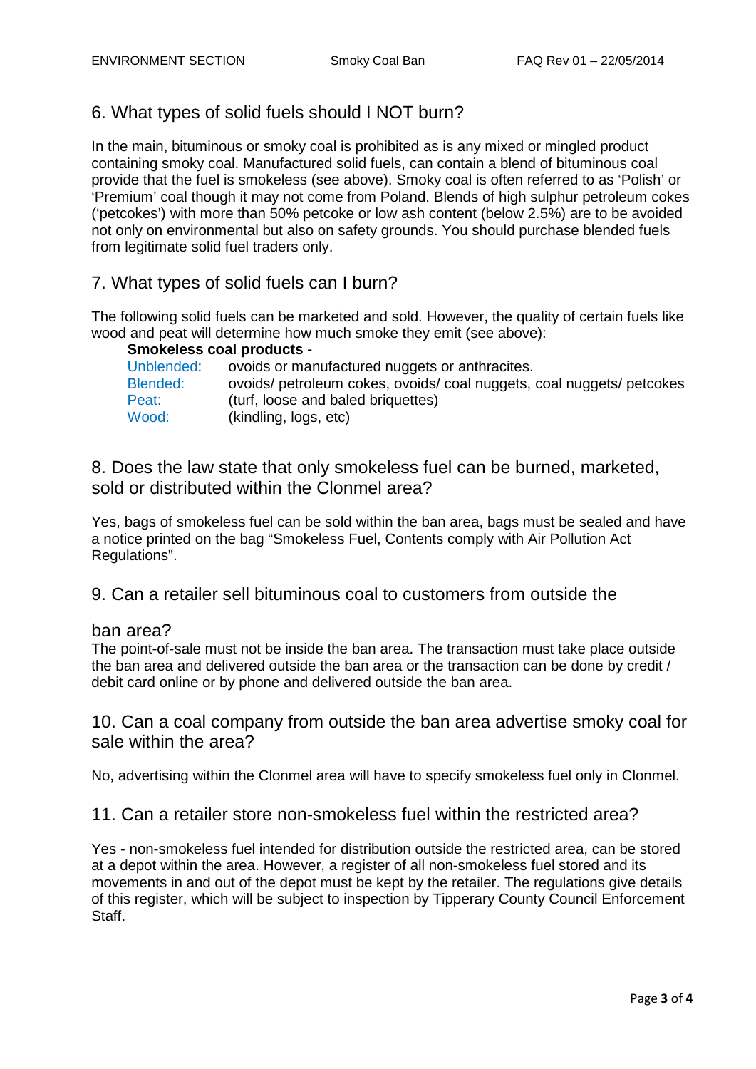## 6. What types of solid fuels should I NOT burn?

In the main, bituminous or smoky coal is prohibited as is any mixed or mingled product containing smoky coal. Manufactured solid fuels, can contain a blend of bituminous coal provide that the fuel is smokeless (see above). Smoky coal is often referred to as 'Polish' or 'Premium' coal though it may not come from Poland. Blends of high sulphur petroleum cokes ('petcokes') with more than 50% petcoke or low ash content (below 2.5%) are to be avoided not only on environmental but also on safety grounds. You should purchase blended fuels from legitimate solid fuel traders only.

## 7. What types of solid fuels can I burn?

The following solid fuels can be marketed and sold. However, the quality of certain fuels like wood and peat will determine how much smoke they emit (see above):

**Smokeless coal products -**

| | |
|---|---|
| Unblended: | ovoids or manufactured nuggets or anthracites. |
| Blended: | ovoids/ petroleum cokes, ovoids/ coal nuggets, coal nuggets/ petcokes |
| Peat: | (turf, loose and baled briquettes) |
| Wood: | (kindling, logs, etc) |

## 8. Does the law state that only smokeless fuel can be burned, marketed, sold or distributed within the Clonmel area?

Yes, bags of smokeless fuel can be sold within the ban area, bags must be sealed and have a notice printed on the bag "Smokeless Fuel, Contents comply with Air Pollution Act Regulations".

## 9. Can a retailer sell bituminous coal to customers from outside the ban area?

The point-of-sale must not be inside the ban area. The transaction must take place outside the ban area and delivered outside the ban area or the transaction can be done by credit / debit card online or by phone and delivered outside the ban area.

## 10. Can a coal company from outside the ban area advertise smoky coal for sale within the area?

No, advertising within the Clonmel area will have to specify smokeless fuel only in Clonmel.

## 11. Can a retailer store non-smokeless fuel within the restricted area?

Yes - non-smokeless fuel intended for distribution outside the restricted area, can be stored at a depot within the area. However, a register of all non-smokeless fuel stored and its movements in and out of the depot must be kept by the retailer. The regulations give details of this register, which will be subject to inspection by Tipperary County Council Enforcement Staff.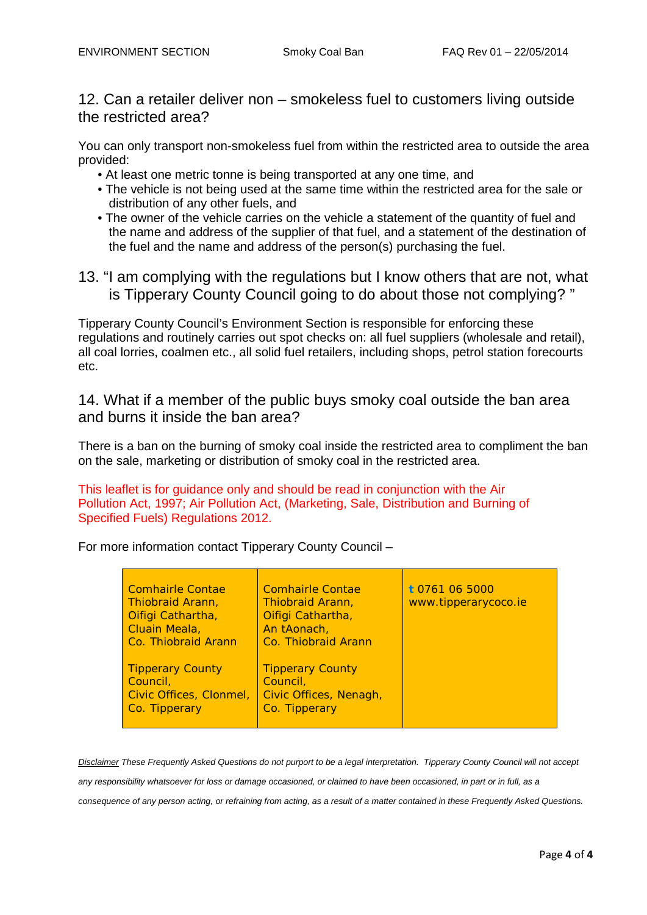## 12. Can a retailer deliver non – smokeless fuel to customers living outside the restricted area?

You can only transport non-smokeless fuel from within the restricted area to outside the area provided:

- At least one metric tonne is being transported at any one time, and
- The vehicle is not being used at the same time within the restricted area for the sale or distribution of any other fuels, and
- The owner of the vehicle carries on the vehicle a statement of the quantity of fuel and the name and address of the supplier of that fuel, and a statement of the destination of the fuel and the name and address of the person(s) purchasing the fuel.

## 13. "I am complying with the regulations but I know others that are not, what is Tipperary County Council going to do about those not complying? "

Tipperary County Council's Environment Section is responsible for enforcing these regulations and routinely carries out spot checks on: all fuel suppliers (wholesale and retail), all coal lorries, coalmen etc., all solid fuel retailers, including shops, petrol station forecourts etc.

## 14. What if a member of the public buys smoky coal outside the ban area and burns it inside the ban area?

There is a ban on the burning of smoky coal inside the restricted area to compliment the ban on the sale, marketing or distribution of smoky coal in the restricted area.

This leaflet is for guidance only and should be read in conjunction with the Air Pollution Act, 1997; Air Pollution Act, (Marketing, Sale, Distribution and Burning of Specified Fuels) Regulations 2012.

For more information contact Tipperary County Council –

| | | |
|---|---|---|
| Comhairle Contae Thiobraid Arann, Oifigi Cathartha, Cluain Meala, Co. Thiobraid Arann<br><br>Tipperary County Council, Civic Offices, Clonmel, Co. Tipperary | Comhairle Contae Thiobraid Arann, Oifigi Cathartha, An tAonach, Co. Thiobraid Arann<br><br>Tipperary County Council, Civic Offices, Nenagh, Co. Tipperary | **t** 0761 06 5000<br>www.tipperarycoco.ie |

*<u>Disclaimer</u> These Frequently Asked Questions do not purport to be a legal interpretation. Tipperary County Council will not accept any responsibility whatsoever for loss or damage occasioned, or claimed to have been occasioned, in part or in full, as a consequence of any person acting, or refraining from acting, as a result of a matter contained in these Frequently Asked Questions.*